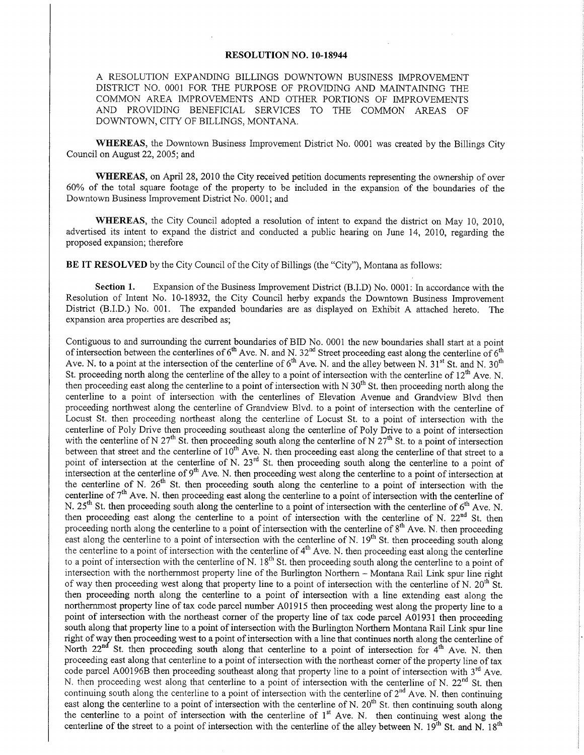# RESOLUTION NO. 10-18944

A RESOLUTION EXPANDING BILLINGS DOWNTOWN BUSINESS IMPROVEMENT DISTRICT NO. 0001 FOR THE PURPOSE OF PROVIDING AND MAINTAINING THE COMMON AREA IMPROVEMENTS AND OTHER PORTIONS OF IMPROVEMENTS AND PROVIDING BENEFICIAL SERVICES TO THE COMMON AREAS OF DOWNTOWN, CITY OF BILLINGS, MONTANA.

**WHEREAS**, the Downtown Business Improvement District No. 0001 was created by the Billings City Council on August 22, 2005; and

**WHEREAS**, on April 28, 2010 the City received petition documents representing the ownership of over 60% of the total square footage of the property to be included in the expansion of the boundaries of the Downtown Business Improvement District No. 0001; and

**WHEREAS**, the City Council adopted a resolution of intent to expand the district on May 10, 2010, advertised its intent to expand the district and conducted a public hearing on June 14, 2010, regarding the proposed expansion; therefore

**BE IT RESOLVED** by the City Council of the City of Billings (the "City"), Montana as follows:

**Section 1.** Expansion of the Business Improvement District (B.I.D) No. 0001: In accordance with the Resolution of Intent No. 10-18932, the City Council herby expands the Downtown Business Improvement District (B.I.D.) No. 001. The expanded boundaries are as displayed on Exhibit A attached hereto. The expansion area properties are described as;

Contiguous to and surrounding the current boundaries of BID No. 0001 the new boundaries shall start at a point of intersection between the centerlines of 6th Ave. N. and N. 32nd Street proceeding east along the centerline of 6th Ave. N. to a point at the intersection of the centerline of 6th Ave. N. and the alley between N. 31st St. and N. 30th St. proceeding north along the centerline of the alley to a point of intersection with the centerline of 12th Ave. N. then proceeding east along the centerline to a point of intersection with N 30th St. then proceeding north along the centerline to a point of intersection with the centerlines of Elevation Avenue and Grandview Blvd then proceeding northwest along the centerline of Grandview Blvd. to a point of intersection with the centerline of Locust St. then proceeding northeast along the centerline of Locust St. to a point of intersection with the centerline of Poly Drive then proceeding southeast along the centerline of Poly Drive to a point of intersection with the centerline of N 27th St. then proceeding south along the centerline of N 27th St. to a point of intersection between that street and the centerline of 10th Ave. N. then proceeding east along the centerline of that street to a point of intersection at the centerline of N. 23rd St. then proceeding south along the centerline to a point of intersection at the centerline of 9th Ave. N. then proceeding west along the centerline to a point of intersection at the centerline of N. 26th St. then proceeding south along the centerline to a point of intersection with the centerline of 7th Ave. N. then proceeding east along the centerline to a point of intersection with the centerline of N. 25th St. then proceeding south along the centerline to a point of intersection with the centerline of 6th Ave. N. then proceeding east along the centerline to a point of intersection with the centerline of N. 22nd St. then proceeding north along the centerline to a point of intersection with the centerline of 8th Ave. N. then proceeding east along the centerline to a point of intersection with the centerline of N. 19th St. then proceeding south along the centerline to a point of intersection with the centerline of 4th Ave. N. then proceeding east along the centerline to a point of intersection with the centerline of N. 18th St. then proceeding south along the centerline to a point of intersection with the northernmost property line of the Burlington Northern – Montana Rail Link spur line right of way then proceeding west along that property line to a point of intersection with the centerline of N. 20th St. then proceeding north along the centerline to a point of intersection with a line extending east along the northernmost property line of tax code parcel number A01915 then proceeding west along the property line to a point of intersection with the northeast corner of the property line of tax code parcel A01931 then proceeding south along that property line to a point of intersection with the Burlington Northern Montana Rail Link spur line right of way then proceeding west to a point of intersection with a line that continues north along the centerline of North 22nd St. then proceeding south along that centerline to a point of intersection for 4th Ave. N. then proceeding east along that centerline to a point of intersection with the northeast corner of the property line of tax code parcel A00196B then proceeding southeast along that property line to a point of intersection with 3rd Ave. N. then proceeding west along that centerline to a point of intersection with the centerline of N. 22nd St. then continuing south along the centerline to a point of intersection with the centerline of 2nd Ave. N. then continuing east along the centerline to a point of intersection with the centerline of N. 20th St. then continuing south along the centerline to a point of intersection with the centerline of 1st Ave. N. then continuing west along the centerline of the street to a point of intersection with the centerline of the alley between N. 19th St. and N. 18th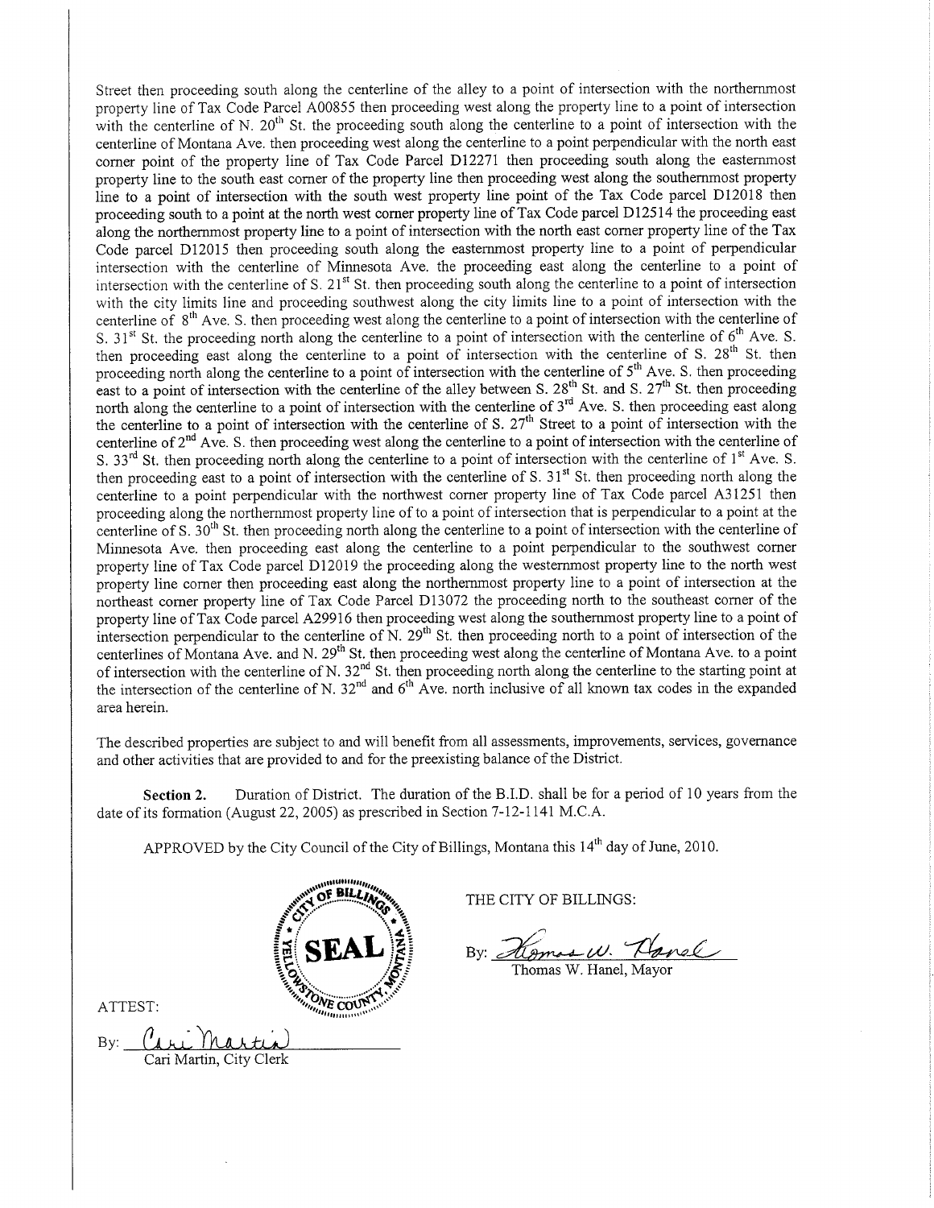Street then proceeding south along the centerline of the alley to a point of intersection with the northernmost property line of Tax Code Parcel A00855 then proceeding west along the property line to a point of intersection with the centerline of N. 20th St. the proceeding south along the centerline to a point of intersection with the centerline of Montana Ave. then proceeding west along the centerline to a point perpendicular with the north east corner point of the property line of Tax Code Parcel D12271 then proceeding south along the easternmost property line to the south east corner of the property line then proceeding west along the southernmost property line to a point of intersection with the south west property line point of the Tax Code parcel D12018 then proceeding south to a point at the north west corner property line of Tax Code parcel D12514 the proceeding east along the northernmost property line to a point of intersection with the north east corner property line of the Tax Code parcel D12015 then proceeding south along the easternmost property line to a point of perpendicular intersection with the centerline of Minnesota Ave. the proceeding east along the centerline to a point of intersection with the centerline of S. 21st St. then proceeding south along the centerline to a point of intersection with the city limits line and proceeding southwest along the city limits line to a point of intersection with the centerline of 8th Ave. S. then proceeding west along the centerline to a point of intersection with the centerline of S. 31st St. the proceeding north along the centerline to a point of intersection with the centerline of 6th Ave. S. then proceeding east along the centerline to a point of intersection with the centerline of S. 28th St. then proceeding north along the centerline to a point of intersection with the centerline of 5th Ave. S. then proceeding east to a point of intersection with the centerline of the alley between S. 28th St. and S. 27th St. then proceeding north along the centerline to a point of intersection with the centerline of 3rd Ave. S. then proceeding east along the centerline to a point of intersection with the centerline of S. 27th Street to a point of intersection with the centerline of 2nd Ave. S. then proceeding west along the centerline to a point of intersection with the centerline of S. 33rd St. then proceeding north along the centerline to a point of intersection with the centerline of 1st Ave. S. then proceeding east to a point of intersection with the centerline of S. 31st St. then proceeding north along the centerline to a point perpendicular with the northwest corner property line of Tax Code parcel A31251 then proceeding along the northernmost property line of to a point of intersection that is perpendicular to a point at the centerline of S. 30th St. then proceeding north along the centerline to a point of intersection with the centerline of Minnesota Ave. then proceeding east along the centerline to a point perpendicular to the southwest corner property line of Tax Code parcel D12019 the proceeding along the westernmost property line to the north west property line corner then proceeding east along the northernmost property line to a point of intersection at the northeast corner property line of Tax Code Parcel D13072 the proceeding north to the southeast corner of the property line of Tax Code parcel A29916 then proceeding west along the southernmost property line to a point of intersection perpendicular to the centerline of N. 29th St. then proceeding north to a point of intersection of the centerlines of Montana Ave. and N. 29th St. then proceeding west along the centerline of Montana Ave. to a point of intersection with the centerline of N. 32nd St. then proceeding north along the centerline to the starting point at the intersection of the centerline of N. 32nd and 6th Ave. north inclusive of all known tax codes in the expanded area herein.

The described properties are subject to and will benefit from all assessments, improvements, services, governance and other activities that are provided to and for the preexisting balance of the District.

**Section 2.** Duration of District. The duration of the B.I.D. shall be for a period of 10 years from the date of its formation (August 22, 2005) as prescribed in Section 7-12-1141 M.C.A.

APPROVED by the City Council of the City of Billings, Montana this 14th day of June, 2010.

SEAL — CITY OF BILLINGS, YELLOWSTONE COUNTY, MONTANA

THE CITY OF BILLINGS:

By: Thomas W. Hanel

Thomas W. Hanel, Mayor

ATTEST:

By: Cari Martin

Cari Martin, City Clerk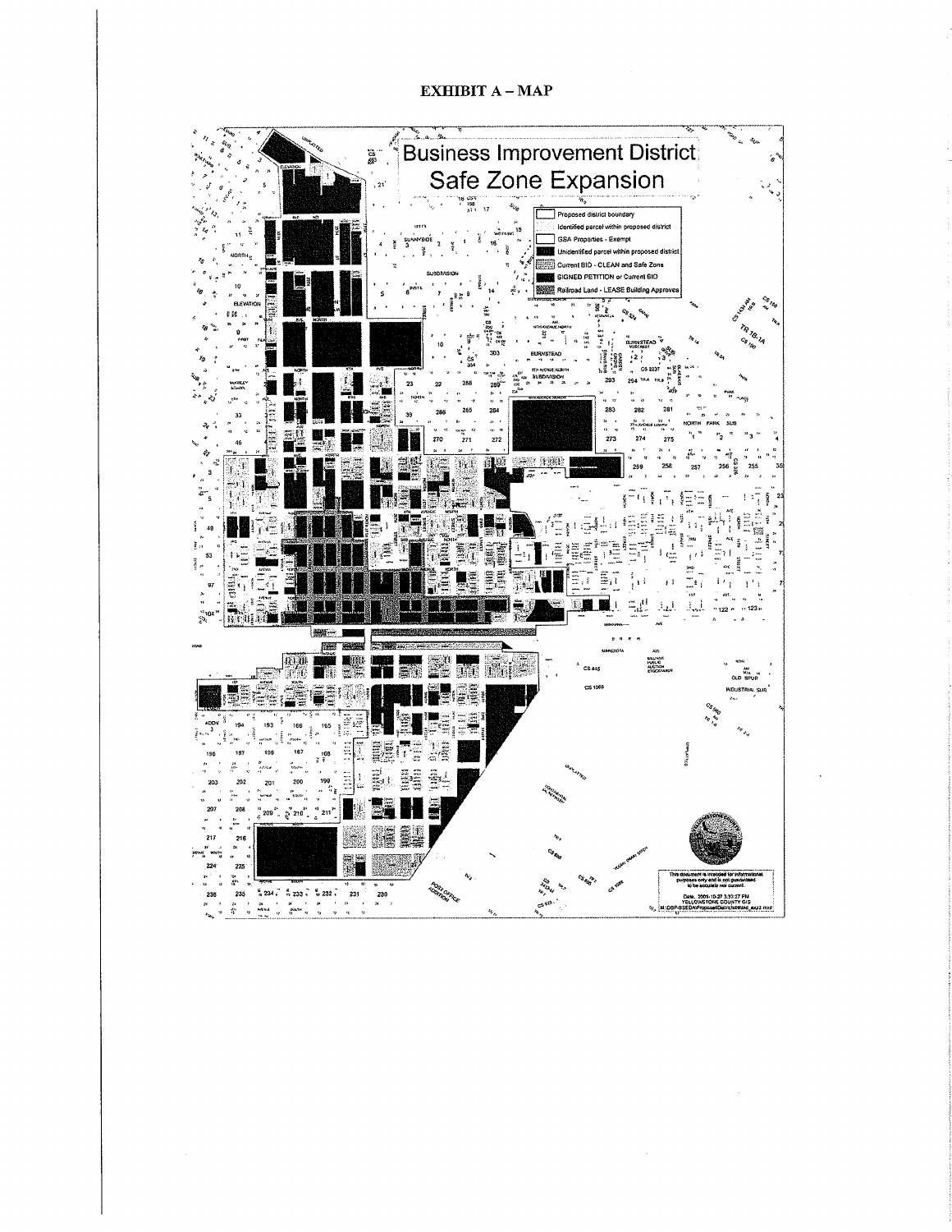**EXHIBIT A – MAP**

Business Improvement District
Safe Zone Expansion

Proposed district boundary
Identified parcel within proposed district
GSA Properties - Exempt
Unidentified parcel within proposed district
Current BID - CLEAN and Safe Zone
SIGNED PETITION or Current BID
Railroad Land - LEASE Building Approves

This document is intended for informational purposes only and is not guaranteed to be accurate nor current.
Date: 2009-10-27 3:32:27 PM
YELLOWSTONE COUNTY GIS